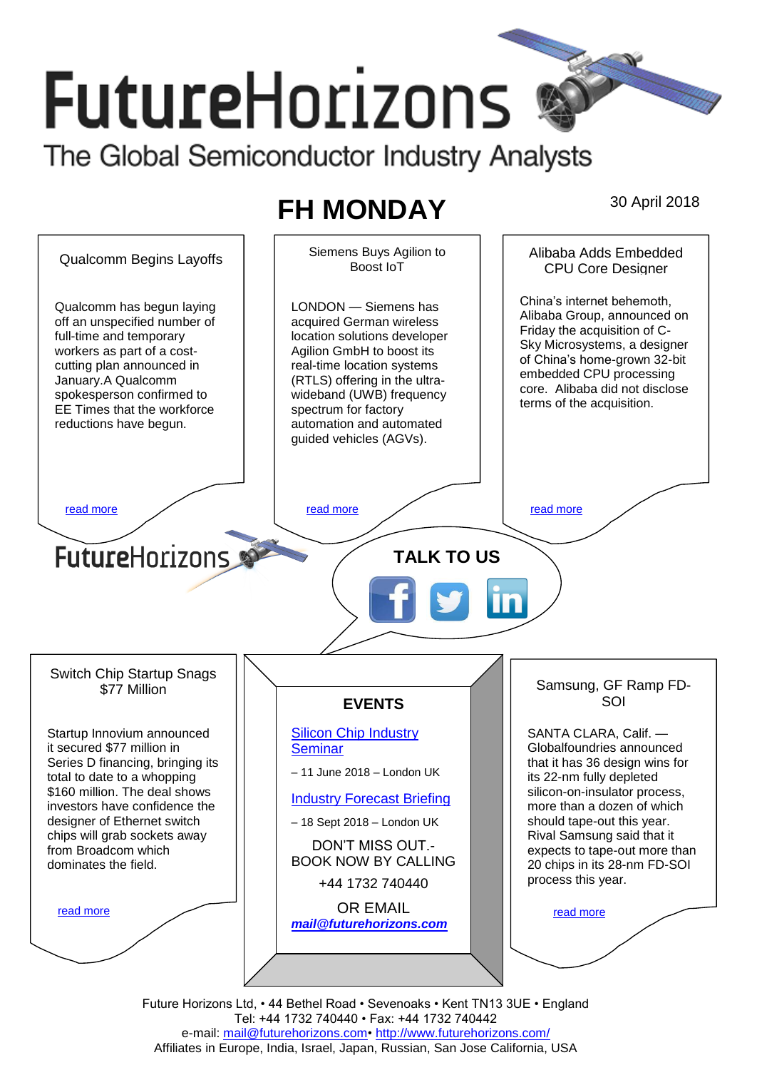# FutureHorizons

The Global Semiconductor Industry Analysts

## FH MONDAY

30 April 2018

### Qualcomm Begins Layoffs

Qualcomm has begun laying off an unspecified number of full-time and temporary workers as part of a cost-cutting plan announced in January.A Qualcomm spokesperson confirmed to EE Times that the workforce reductions have begun.

read more

### Siemens Buys Agilion to Boost IoT

LONDON — Siemens has acquired German wireless location solutions developer Agilion GmbH to boost its real-time location systems (RTLS) offering in the ultra-wideband (UWB) frequency spectrum for factory automation and automated guided vehicles (AGVs).

read more

### Alibaba Adds Embedded CPU Core Designer

China's internet behemoth, Alibaba Group, announced on Friday the acquisition of C-Sky Microsystems, a designer of China's home-grown 32-bit embedded CPU processing core. Alibaba did not disclose terms of the acquisition.

read more

FutureHorizons

**TALK TO US**

### Switch Chip Startup Snags $77 Million

Startup Innovium announced it secured $77 million in Series D financing, bringing its total to date to a whopping $160 million. The deal shows investors have confidence the designer of Ethernet switch chips will grab sockets away from Broadcom which dominates the field.

read more

### EVENTS

Silicon Chip Industry Seminar

– 11 June 2018 – London UK

Industry Forecast Briefing

– 18 Sept 2018 – London UK

DON'T MISS OUT.- BOOK NOW BY CALLING

+44 1732 740440

OR EMAIL

***mail@futurehorizons.com***

### Samsung, GF Ramp FD-SOI

SANTA CLARA, Calif. — Globalfoundries announced that it has 36 design wins for its 22-nm fully depleted silicon-on-insulator process, more than a dozen of which should tape-out this year. Rival Samsung said that it expects to tape-out more than 20 chips in its 28-nm FD-SOI process this year.

read more

Future Horizons Ltd, • 44 Bethel Road • Sevenoaks • Kent TN13 3UE • England
Tel: +44 1732 740440 • Fax: +44 1732 740442
e-mail: mail@futurehorizons.com• http://www.futurehorizons.com/
Affiliates in Europe, India, Israel, Japan, Russian, San Jose California, USA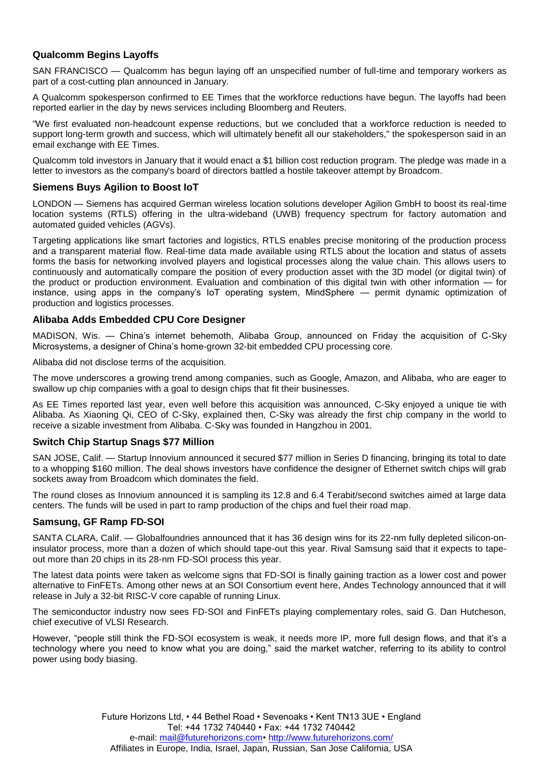### Qualcomm Begins Layoffs

SAN FRANCISCO — Qualcomm has begun laying off an unspecified number of full-time and temporary workers as part of a cost-cutting plan announced in January.

A Qualcomm spokesperson confirmed to EE Times that the workforce reductions have begun. The layoffs had been reported earlier in the day by news services including Bloomberg and Reuters.

"We first evaluated non-headcount expense reductions, but we concluded that a workforce reduction is needed to support long-term growth and success, which will ultimately benefit all our stakeholders," the spokesperson said in an email exchange with EE Times.

Qualcomm told investors in January that it would enact a $1 billion cost reduction program. The pledge was made in a letter to investors as the company's board of directors battled a hostile takeover attempt by Broadcom.

### Siemens Buys Agilion to Boost IoT

LONDON — Siemens has acquired German wireless location solutions developer Agilion GmbH to boost its real-time location systems (RTLS) offering in the ultra-wideband (UWB) frequency spectrum for factory automation and automated guided vehicles (AGVs).

Targeting applications like smart factories and logistics, RTLS enables precise monitoring of the production process and a transparent material flow. Real-time data made available using RTLS about the location and status of assets forms the basis for networking involved players and logistical processes along the value chain. This allows users to continuously and automatically compare the position of every production asset with the 3D model (or digital twin) of the product or production environment. Evaluation and combination of this digital twin with other information — for instance, using apps in the company's IoT operating system, MindSphere — permit dynamic optimization of production and logistics processes.

### Alibaba Adds Embedded CPU Core Designer

MADISON, Wis. — China's internet behemoth, Alibaba Group, announced on Friday the acquisition of C-Sky Microsystems, a designer of China's home-grown 32-bit embedded CPU processing core.

Alibaba did not disclose terms of the acquisition.

The move underscores a growing trend among companies, such as Google, Amazon, and Alibaba, who are eager to swallow up chip companies with a goal to design chips that fit their businesses.

As EE Times reported last year, even well before this acquisition was announced, C-Sky enjoyed a unique tie with Alibaba. As Xiaoning Qi, CEO of C-Sky, explained then, C-Sky was already the first chip company in the world to receive a sizable investment from Alibaba. C-Sky was founded in Hangzhou in 2001.

### Switch Chip Startup Snags $77 Million

SAN JOSE, Calif. — Startup Innovium announced it secured $77 million in Series D financing, bringing its total to date to a whopping $160 million. The deal shows investors have confidence the designer of Ethernet switch chips will grab sockets away from Broadcom which dominates the field.

The round closes as Innovium announced it is sampling its 12.8 and 6.4 Terabit/second switches aimed at large data centers. The funds will be used in part to ramp production of the chips and fuel their road map.

### Samsung, GF Ramp FD-SOI

SANTA CLARA, Calif. — Globalfoundries announced that it has 36 design wins for its 22-nm fully depleted silicon-on-insulator process, more than a dozen of which should tape-out this year. Rival Samsung said that it expects to tape-out more than 20 chips in its 28-nm FD-SOI process this year.

The latest data points were taken as welcome signs that FD-SOI is finally gaining traction as a lower cost and power alternative to FinFETs. Among other news at an SOI Consortium event here, Andes Technology announced that it will release in July a 32-bit RISC-V core capable of running Linux.

The semiconductor industry now sees FD-SOI and FinFETs playing complementary roles, said G. Dan Hutcheson, chief executive of VLSI Research.

However, "people still think the FD-SOI ecosystem is weak, it needs more IP, more full design flows, and that it's a technology where you need to know what you are doing," said the market watcher, referring to its ability to control power using body biasing.

Future Horizons Ltd, • 44 Bethel Road • Sevenoaks • Kent TN13 3UE • England
Tel: +44 1732 740440 • Fax: +44 1732 740442
e-mail: mail@futurehorizons.com• http://www.futurehorizons.com/
Affiliates in Europe, India, Israel, Japan, Russian, San Jose California, USA